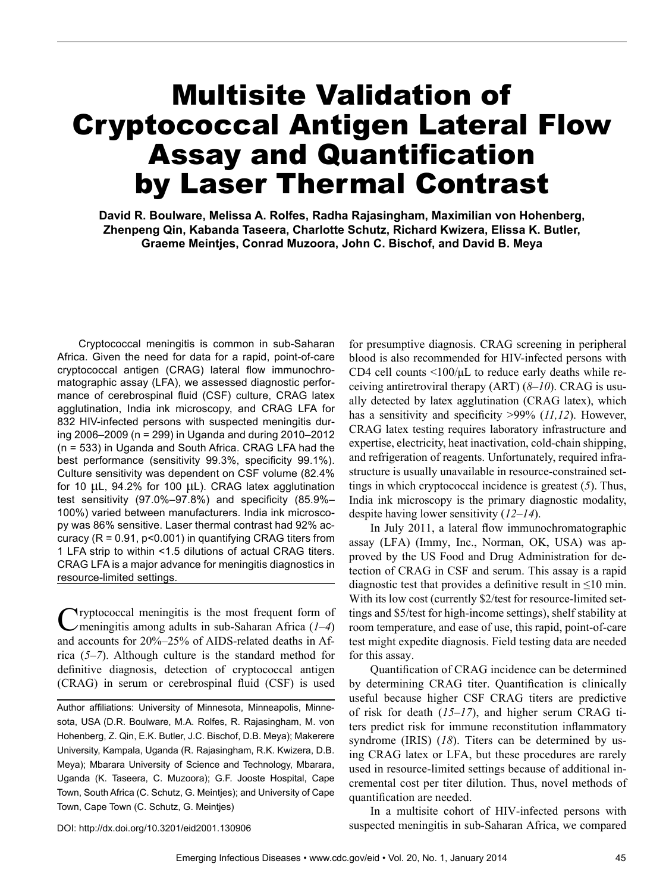# Multisite Validation of Cryptococcal Antigen Lateral Flow Assay and Quantification by Laser Thermal Contrast

**David R. Boulware, Melissa A. Rolfes, Radha Rajasingham, Maximilian von Hohenberg, Zhenpeng Qin, Kabanda Taseera, Charlotte Schutz, Richard Kwizera, Elissa K. Butler, Graeme Meintjes, Conrad Muzoora, John C. Bischof, and David B. Meya**

Cryptococcal meningitis is common in sub-Saharan Africa. Given the need for data for a rapid, point-of-care cryptococcal antigen (CRAG) lateral flow immunochromatographic assay (LFA), we assessed diagnostic performance of cerebrospinal fluid (CSF) culture, CRAG latex agglutination, India ink microscopy, and CRAG LFA for 832 HIV-infected persons with suspected meningitis during 2006–2009 (n = 299) in Uganda and during 2010–2012 (n = 533) in Uganda and South Africa. CRAG LFA had the best performance (sensitivity 99.3%, specificity 99.1%). Culture sensitivity was dependent on CSF volume (82.4% for 10 μL, 94.2% for 100 μL). CRAG latex agglutination test sensitivity (97.0%–97.8%) and specificity (85.9%–100%) varied between manufacturers. India ink microscopy was 86% sensitive. Laser thermal contrast had 92% accuracy (R = 0.91, p<0.001) in quantifying CRAG titers from 1 LFA strip to within <1.5 dilutions of actual CRAG titers. CRAG LFA is a major advance for meningitis diagnostics in resource-limited settings.

Cryptococcal meningitis is the most frequent form of meningitis among adults in sub-Saharan Africa (*1*–*4*) and accounts for 20%–25% of AIDS-related deaths in Africa (*5*–*7*). Although culture is the standard method for definitive diagnosis, detection of cryptococcal antigen (CRAG) in serum or cerebrospinal fluid (CSF) is used for presumptive diagnosis. CRAG screening in peripheral blood is also recommended for HIV-infected persons with CD4 cell counts <100/μL to reduce early deaths while receiving antiretroviral therapy (ART) (*8*–*10*). CRAG is usually detected by latex agglutination (CRAG latex), which has a sensitivity and specificity >99% (*11,12*). However, CRAG latex testing requires laboratory infrastructure and expertise, electricity, heat inactivation, cold-chain shipping, and refrigeration of reagents. Unfortunately, required infrastructure is usually unavailable in resource-constrained settings in which cryptococcal incidence is greatest (*5*). Thus, India ink microscopy is the primary diagnostic modality, despite having lower sensitivity (*12*–*14*).

In July 2011, a lateral flow immunochromatographic assay (LFA) (Immy, Inc., Norman, OK, USA) was approved by the US Food and Drug Administration for detection of CRAG in CSF and serum. This assay is a rapid diagnostic test that provides a definitive result in ≤10 min. With its low cost (currently $2/test for resource-limited settings and $5/test for high-income settings), shelf stability at room temperature, and ease of use, this rapid, point-of-care test might expedite diagnosis. Field testing data are needed for this assay.

Quantification of CRAG incidence can be determined by determining CRAG titer. Quantification is clinically useful because higher CSF CRAG titers are predictive of risk for death (*15*–*17*), and higher serum CRAG titers predict risk for immune reconstitution inflammatory syndrome (IRIS) (*18*). Titers can be determined by using CRAG latex or LFA, but these procedures are rarely used in resource-limited settings because of additional incremental cost per titer dilution. Thus, novel methods of quantification are needed.

In a multisite cohort of HIV-infected persons with suspected meningitis in sub-Saharan Africa, we compared

Author affiliations: University of Minnesota, Minneapolis, Minnesota, USA (D.R. Boulware, M.A. Rolfes, R. Rajasingham, M. von Hohenberg, Z. Qin, E.K. Butler, J.C. Bischof, D.B. Meya); Makerere University, Kampala, Uganda (R. Rajasingham, R.K. Kwizera, D.B. Meya); Mbarara University of Science and Technology, Mbarara, Uganda (K. Taseera, C. Muzoora); G.F. Jooste Hospital, Cape Town, South Africa (C. Schutz, G. Meintjes); and University of Cape Town, Cape Town (C. Schutz, G. Meintjes)

DOI: http://dx.doi.org/10.3201/eid2001.130906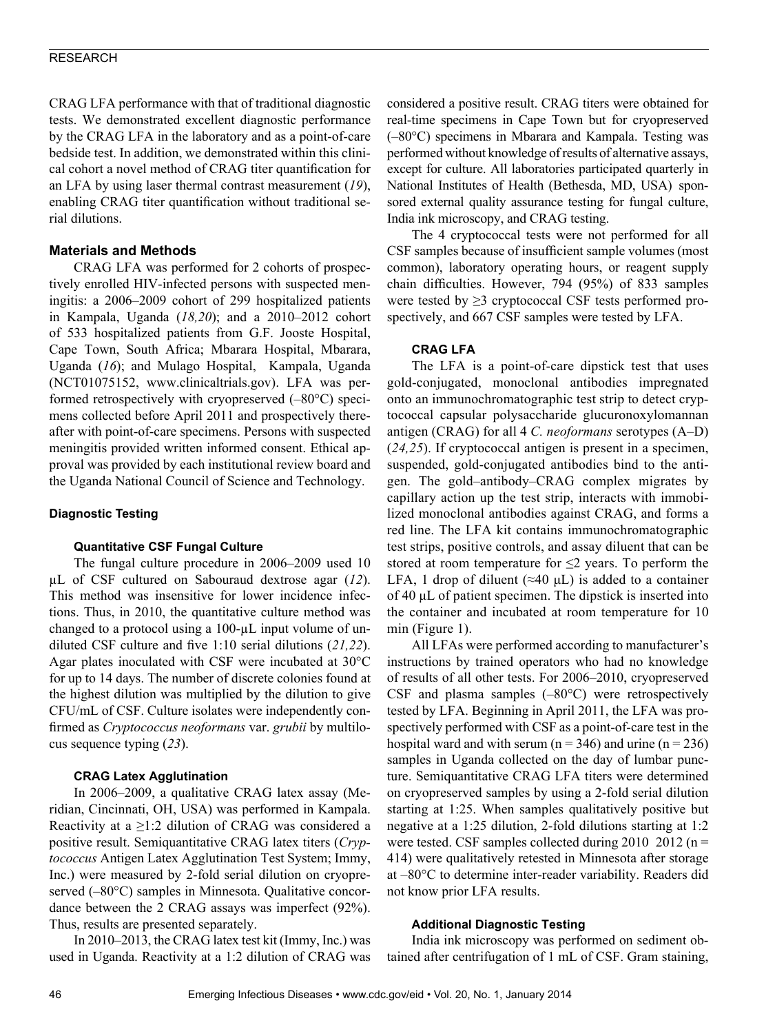CRAG LFA performance with that of traditional diagnostic tests. We demonstrated excellent diagnostic performance by the CRAG LFA in the laboratory and as a point-of-care bedside test. In addition, we demonstrated within this clinical cohort a novel method of CRAG titer quantification for an LFA by using laser thermal contrast measurement (*19*), enabling CRAG titer quantification without traditional serial dilutions.

## Materials and Methods

CRAG LFA was performed for 2 cohorts of prospectively enrolled HIV-infected persons with suspected meningitis: a 2006–2009 cohort of 299 hospitalized patients in Kampala, Uganda (*18,20*); and a 2010–2012 cohort of 533 hospitalized patients from G.F. Jooste Hospital, Cape Town, South Africa; Mbarara Hospital, Mbarara, Uganda (*16*); and Mulago Hospital, Kampala, Uganda (NCT01075152, www.clinicaltrials.gov). LFA was performed retrospectively with cryopreserved (–80°C) specimens collected before April 2011 and prospectively thereafter with point-of-care specimens. Persons with suspected meningitis provided written informed consent. Ethical approval was provided by each institutional review board and the Uganda National Council of Science and Technology.

### Diagnostic Testing

#### Quantitative CSF Fungal Culture

The fungal culture procedure in 2006–2009 used 10 µL of CSF cultured on Sabouraud dextrose agar (*12*). This method was insensitive for lower incidence infections. Thus, in 2010, the quantitative culture method was changed to a protocol using a 100-µL input volume of undiluted CSF culture and five 1:10 serial dilutions (*21,22*). Agar plates inoculated with CSF were incubated at 30°C for up to 14 days. The number of discrete colonies found at the highest dilution was multiplied by the dilution to give CFU/mL of CSF. Culture isolates were independently confirmed as *Cryptococcus neoformans* var. *grubii* by multilocus sequence typing (*23*).

#### CRAG Latex Agglutination

In 2006–2009, a qualitative CRAG latex assay (Meridian, Cincinnati, OH, USA) was performed in Kampala. Reactivity at a ≥1:2 dilution of CRAG was considered a positive result. Semiquantitative CRAG latex titers (*Cryptococcus* Antigen Latex Agglutination Test System; Immy, Inc.) were measured by 2-fold serial dilution on cryopreserved (–80°C) samples in Minnesota. Qualitative concordance between the 2 CRAG assays was imperfect (92%). Thus, results are presented separately.

In 2010–2013, the CRAG latex test kit (Immy, Inc.) was used in Uganda. Reactivity at a 1:2 dilution of CRAG was considered a positive result. CRAG titers were obtained for real-time specimens in Cape Town but for cryopreserved (–80°C) specimens in Mbarara and Kampala. Testing was performed without knowledge of results of alternative assays, except for culture. All laboratories participated quarterly in National Institutes of Health (Bethesda, MD, USA) sponsored external quality assurance testing for fungal culture, India ink microscopy, and CRAG testing.

The 4 cryptococcal tests were not performed for all CSF samples because of insufficient sample volumes (most common), laboratory operating hours, or reagent supply chain difficulties. However, 794 (95%) of 833 samples were tested by ≥3 cryptococcal CSF tests performed prospectively, and 667 CSF samples were tested by LFA.

#### CRAG LFA

The LFA is a point-of-care dipstick test that uses gold-conjugated, monoclonal antibodies impregnated onto an immunochromatographic test strip to detect cryptococcal capsular polysaccharide glucuronoxylomannan antigen (CRAG) for all 4 *C. neoformans* serotypes (A–D) (*24,25*). If cryptococcal antigen is present in a specimen, suspended, gold-conjugated antibodies bind to the antigen. The gold–antibody–CRAG complex migrates by capillary action up the test strip, interacts with immobilized monoclonal antibodies against CRAG, and forms a red line. The LFA kit contains immunochromatographic test strips, positive controls, and assay diluent that can be stored at room temperature for ≤2 years. To perform the LFA, 1 drop of diluent (≈40 µL) is added to a container of 40 µL of patient specimen. The dipstick is inserted into the container and incubated at room temperature for 10 min (Figure 1).

All LFAs were performed according to manufacturer's instructions by trained operators who had no knowledge of results of all other tests. For 2006–2010, cryopreserved CSF and plasma samples (–80°C) were retrospectively tested by LFA. Beginning in April 2011, the LFA was prospectively performed with CSF as a point-of-care test in the hospital ward and with serum (n = 346) and urine (n = 236) samples in Uganda collected on the day of lumbar puncture. Semiquantitative CRAG LFA titers were determined on cryopreserved samples by using a 2-fold serial dilution starting at 1:25. When samples qualitatively positive but negative at a 1:25 dilution, 2-fold dilutions starting at 1:2 were tested. CSF samples collected during 2010 2012 (n = 414) were qualitatively retested in Minnesota after storage at –80°C to determine inter-reader variability. Readers did not know prior LFA results.

#### Additional Diagnostic Testing

India ink microscopy was performed on sediment obtained after centrifugation of 1 mL of CSF. Gram staining,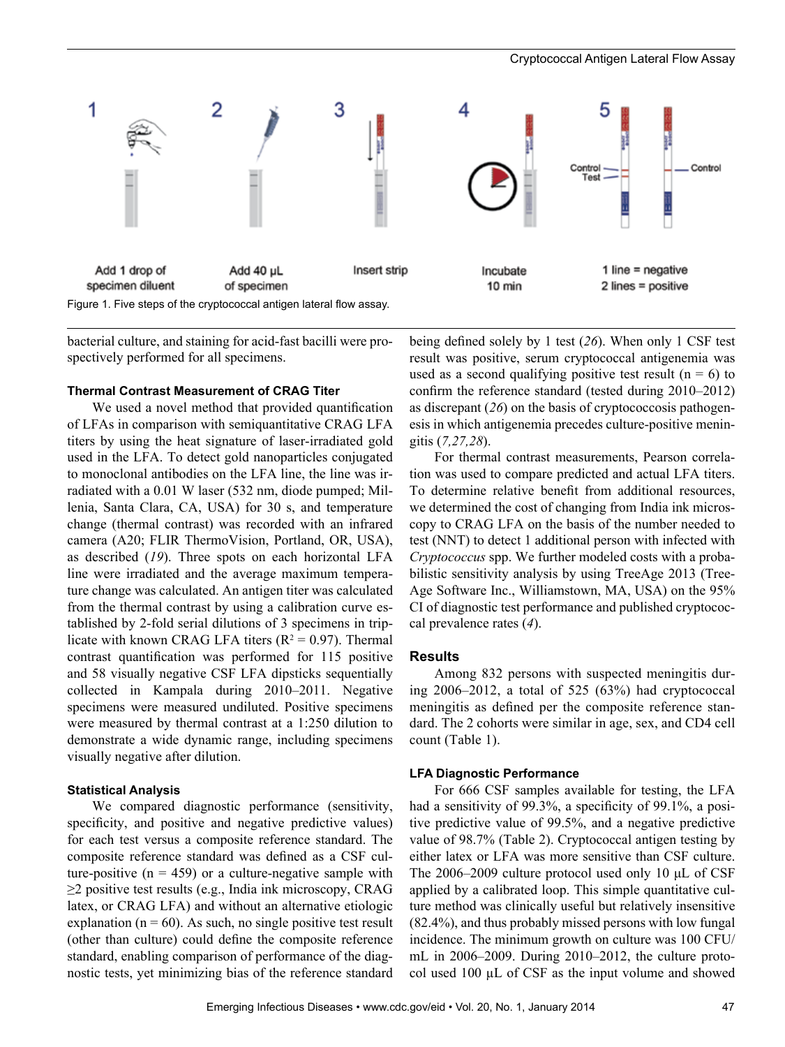Add 1 drop of specimen diluent | Add 40 µL of specimen | Insert strip | Incubate 10 min | 1 line = negative 2 lines = positive

Figure 1. Five steps of the cryptococcal antigen lateral flow assay.

bacterial culture, and staining for acid-fast bacilli were prospectively performed for all specimens.

### Thermal Contrast Measurement of CRAG Titer

We used a novel method that provided quantification of LFAs in comparison with semiquantitative CRAG LFA titers by using the heat signature of laser-irradiated gold used in the LFA. To detect gold nanoparticles conjugated to monoclonal antibodies on the LFA line, the line was irradiated with a 0.01 W laser (532 nm, diode pumped; Millenia, Santa Clara, CA, USA) for 30 s, and temperature change (thermal contrast) was recorded with an infrared camera (A20; FLIR ThermoVision, Portland, OR, USA), as described (*19*). Three spots on each horizontal LFA line were irradiated and the average maximum temperature change was calculated. An antigen titer was calculated from the thermal contrast by using a calibration curve established by 2-fold serial dilutions of 3 specimens in triplicate with known CRAG LFA titers ($R^2 = 0.97$). Thermal contrast quantification was performed for 115 positive and 58 visually negative CSF LFA dipsticks sequentially collected in Kampala during 2010–2011. Negative specimens were measured undiluted. Positive specimens were measured by thermal contrast at a 1:250 dilution to demonstrate a wide dynamic range, including specimens visually negative after dilution.

### Statistical Analysis

We compared diagnostic performance (sensitivity, specificity, and positive and negative predictive values) for each test versus a composite reference standard. The composite reference standard was defined as a CSF culture-positive (n = 459) or a culture-negative sample with ≥2 positive test results (e.g., India ink microscopy, CRAG latex, or CRAG LFA) and without an alternative etiologic explanation (n = 60). As such, no single positive test result (other than culture) could define the composite reference standard, enabling comparison of performance of the diagnostic tests, yet minimizing bias of the reference standard being defined solely by 1 test (*26*). When only 1 CSF test result was positive, serum cryptococcal antigenemia was used as a second qualifying positive test result (n = 6) to confirm the reference standard (tested during 2010–2012) as discrepant (*26*) on the basis of cryptococcosis pathogenesis in which antigenemia precedes culture-positive meningitis (*7,27,28*).

For thermal contrast measurements, Pearson correlation was used to compare predicted and actual LFA titers. To determine relative benefit from additional resources, we determined the cost of changing from India ink microscopy to CRAG LFA on the basis of the number needed to test (NNT) to detect 1 additional person with infected with *Cryptococcus* spp. We further modeled costs with a probabilistic sensitivity analysis by using TreeAge 2013 (TreeAge Software Inc., Williamstown, MA, USA) on the 95% CI of diagnostic test performance and published cryptococcal prevalence rates (*4*).

## Results

Among 832 persons with suspected meningitis during 2006–2012, a total of 525 (63%) had cryptococcal meningitis as defined per the composite reference standard. The 2 cohorts were similar in age, sex, and CD4 cell count (Table 1).

### LFA Diagnostic Performance

For 666 CSF samples available for testing, the LFA had a sensitivity of 99.3%, a specificity of 99.1%, a positive predictive value of 99.5%, and a negative predictive value of 98.7% (Table 2). Cryptococcal antigen testing by either latex or LFA was more sensitive than CSF culture. The 2006–2009 culture protocol used only 10 µL of CSF applied by a calibrated loop. This simple quantitative culture method was clinically useful but relatively insensitive (82.4%), and thus probably missed persons with low fungal incidence. The minimum growth on culture was 100 CFU/mL in 2006–2009. During 2010–2012, the culture protocol used 100 µL of CSF as the input volume and showed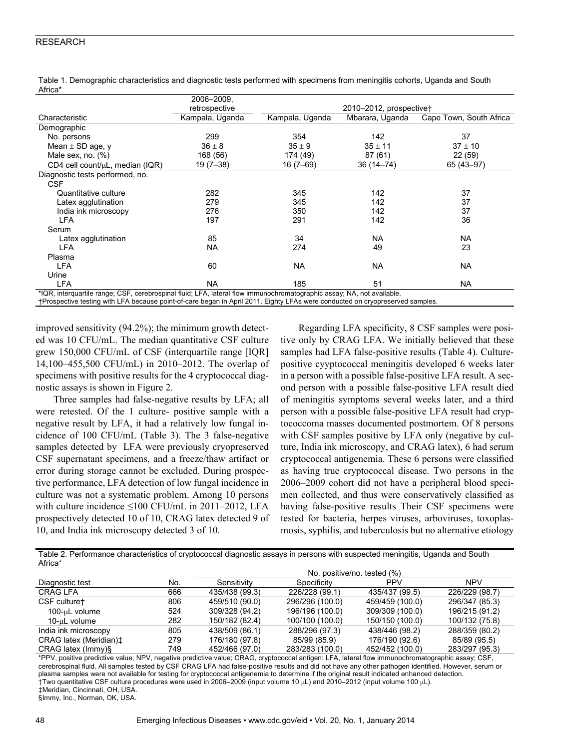Table 1. Demographic characteristics and diagnostic tests performed with specimens from meningitis cohorts, Uganda and South Africa*

| Characteristic | 2006–2009, retrospective | 2010–2012, prospective† | | |
|---|---|---|---|---|
| | Kampala, Uganda | Kampala, Uganda | Mbarara, Uganda | Cape Town, South Africa |
| Demographic | | | | |
| No. persons | 299 | 354 | 142 | 37 |
| Mean ± SD age, y | 36 ± 8 | 35 ± 9 | 35 ± 11 | 37 ± 10 |
| Male sex, no. (%) | 168 (56) | 174 (49) | 87 (61) | 22 (59) |
| CD4 cell count/μL, median (IQR) | 19 (7–38) | 16 (7–69) | 36 (14–74) | 65 (43–97) |
| Diagnostic tests performed, no. | | | | |
| CSF | | | | |
| Quantitative culture | 282 | 345 | 142 | 37 |
| Latex agglutination | 279 | 345 | 142 | 37 |
| India ink microscopy | 276 | 350 | 142 | 37 |
| LFA | 197 | 291 | 142 | 36 |
| Serum | | | | |
| Latex agglutination | 85 | 34 | NA | NA |
| LFA | NA | 274 | 49 | 23 |
| Plasma | | | | |
| LFA | 60 | NA | NA | NA |
| Urine | | | | |
| LFA | NA | 185 | 51 | NA |

*IQR, interquartile range; CSF, cerebrospinal fluid; LFA, lateral flow immunochromatographic assay; NA, not available.
†Prospective testing with LFA because point-of-care began in April 2011. Eighty LFAs were conducted on cryopreserved samples.

improved sensitivity (94.2%); the minimum growth detected was 10 CFU/mL. The median quantitative CSF culture grew 150,000 CFU/mL of CSF (interquartile range [IQR] 14,100–455,500 CFU/mL) in 2010–2012. The overlap of specimens with positive results for the 4 cryptococcal diagnostic assays is shown in Figure 2.

Three samples had false-negative results by LFA; all were retested. Of the 1 culture- positive sample with a negative result by LFA, it had a relatively low fungal incidence of 100 CFU/mL (Table 3). The 3 false-negative samples detected by LFA were previously cryopreserved CSF supernatant specimens, and a freeze/thaw artifact or error during storage cannot be excluded. During prospective performance, LFA detection of low fungal incidence in culture was not a systematic problem. Among 10 persons with culture incidence ≤100 CFU/mL in 2011–2012, LFA prospectively detected 10 of 10, CRAG latex detected 9 of 10, and India ink microscopy detected 3 of 10.

Regarding LFA specificity, 8 CSF samples were positive only by CRAG LFA. We initially believed that these samples had LFA false-positive results (Table 4). Culture-positive cyyptococcal meningitis developed 6 weeks later in a person with a possible false-positive LFA result. A second person with a possible false-positive LFA result died of meningitis symptoms several weeks later, and a third person with a possible false-positive LFA result had cryptococcoma masses documented postmortem. Of 8 persons with CSF samples positive by LFA only (negative by culture, India ink microscopy, and CRAG latex), 6 had serum cryptococcal antigenemia. These 6 persons were classified as having true cryptococcal disease. Two persons in the 2006–2009 cohort did not have a peripheral blood specimen collected, and thus were conservatively classified as having false-positive results Their CSF specimens were tested for bacteria, herpes viruses, arboviruses, toxoplasmosis, syphilis, and tuberculosis but no alternative etiology

Table 2. Performance characteristics of cryptococcal diagnostic assays in persons with suspected meningitis, Uganda and South Africa*

| Diagnostic test | No. | No. positive/no. tested (%) | | | |
|---|---|---|---|---|---|
| | | Sensitivity | Specificity | PPV | NPV |
| CRAG LFA | 666 | 435/438 (99.3) | 226/228 (99.1) | 435/437 (99.5) | 226/229 (98.7) |
| CSF culture† | 806 | 459/510 (90.0) | 296/296 (100.0) | 459/459 (100.0) | 296/347 (85.3) |
| 100-μL volume | 524 | 309/328 (94.2) | 196/196 (100.0) | 309/309 (100.0) | 196/215 (91.2) |
| 10-μL volume | 282 | 150/182 (82.4) | 100/100 (100.0) | 150/150 (100.0) | 100/132 (75.8) |
| India ink microscopy | 805 | 438/509 (86.1) | 288/296 (97.3) | 438/446 (98.2) | 288/359 (80.2) |
| CRAG latex (Meridian)‡ | 279 | 176/180 (97.8) | 85/99 (85.9) | 176/190 (92.6) | 85/89 (95.5) |
| CRAG latex (Immy)§ | 749 | 452/466 (97.0) | 283/283 (100.0) | 452/452 (100.0) | 283/297 (95.3) |

*PPV, positive predictive value; NPV, negative predictive value; CRAG, cryptococcal antigen: LFA, lateral flow immunochromatographic assay; CSF, cerebrospinal fluid. All samples tested by CSF CRAG LFA had false-positive results and did not have any other pathogen identified. However, serum or plasma samples were not available for testing for cryptococcal antigenemia to determine if the original result indicated enhanced detection.
†Two quantitative CSF culture procedures were used in 2006–2009 (input volume 10 μL) and 2010–2012 (input volume 100 μL).
‡Meridian, Cincinnati, OH, USA.
§Immy, Inc., Norman, OK, USA.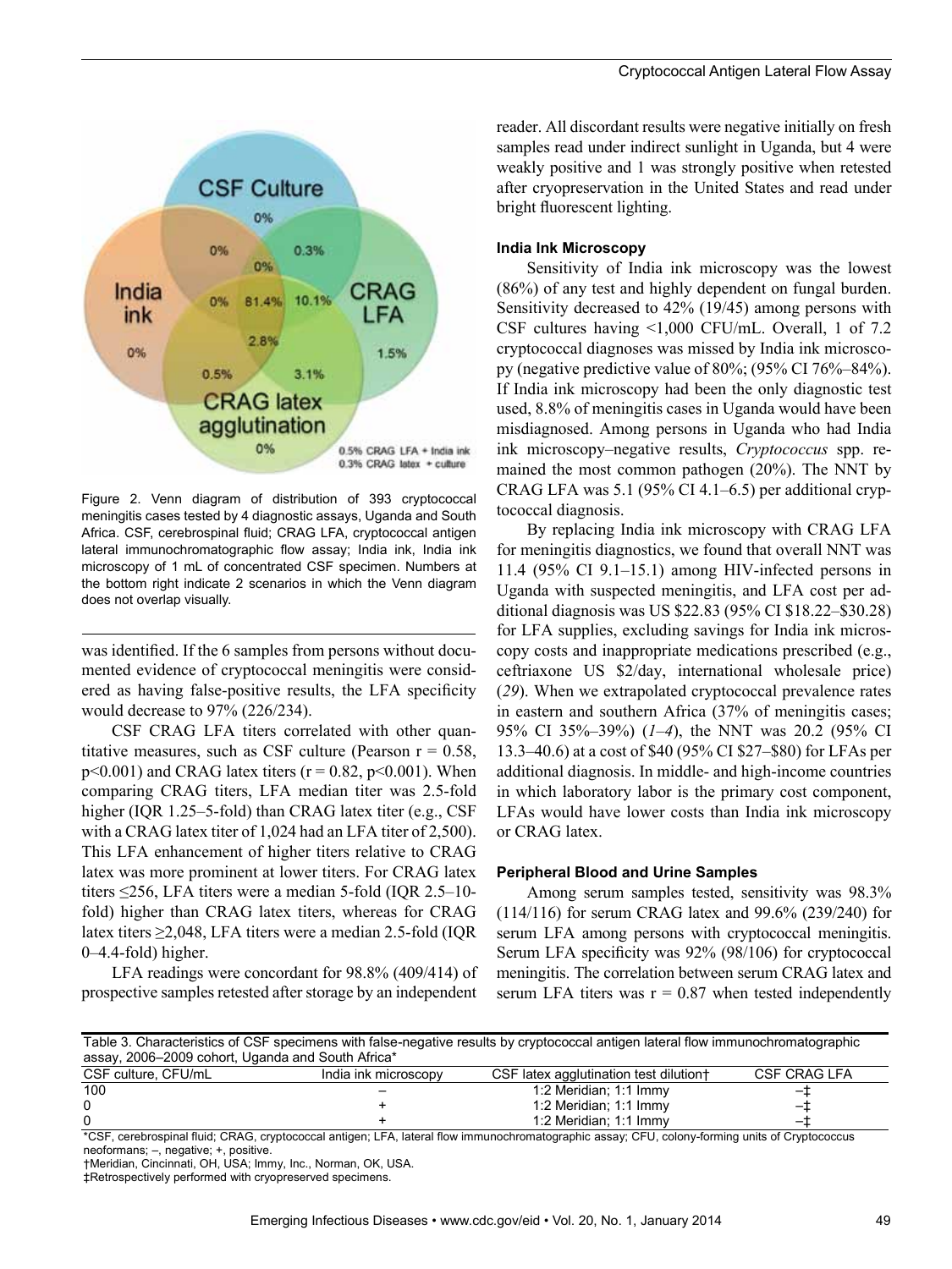Figure 2. Venn diagram of distribution of 393 cryptococcal meningitis cases tested by 4 diagnostic assays, Uganda and South Africa. CSF, cerebrospinal fluid; CRAG LFA, cryptococcal antigen lateral immunochromatographic flow assay; India ink, India ink microscopy of 1 mL of concentrated CSF specimen. Numbers at the bottom right indicate 2 scenarios in which the Venn diagram does not overlap visually.

was identified. If the 6 samples from persons without documented evidence of cryptococcal meningitis were considered as having false-positive results, the LFA specificity would decrease to 97% (226/234).

CSF CRAG LFA titers correlated with other quantitative measures, such as CSF culture (Pearson $r = 0.58$, $p<0.001$) and CRAG latex titers ($r = 0.82$, $p<0.001$). When comparing CRAG titers, LFA median titer was 2.5-fold higher (IQR 1.25–5-fold) than CRAG latex titer (e.g., CSF with a CRAG latex titer of 1,024 had an LFA titer of 2,500). This LFA enhancement of higher titers relative to CRAG latex was more prominent at lower titers. For CRAG latex titers ≤256, LFA titers were a median 5-fold (IQR 2.5–10-fold) higher than CRAG latex titers, whereas for CRAG latex titers ≥2,048, LFA titers were a median 2.5-fold (IQR 0–4.4-fold) higher.

LFA readings were concordant for 98.8% (409/414) of prospective samples retested after storage by an independent reader. All discordant results were negative initially on fresh samples read under indirect sunlight in Uganda, but 4 were weakly positive and 1 was strongly positive when retested after cryopreservation in the United States and read under bright fluorescent lighting.

#### India Ink Microscopy

Sensitivity of India ink microscopy was the lowest (86%) of any test and highly dependent on fungal burden. Sensitivity decreased to 42% (19/45) among persons with CSF cultures having <1,000 CFU/mL. Overall, 1 of 7.2 cryptococcal diagnoses was missed by India ink microscopy (negative predictive value of 80%; (95% CI 76%–84%). If India ink microscopy had been the only diagnostic test used, 8.8% of meningitis cases in Uganda would have been misdiagnosed. Among persons in Uganda who had India ink microscopy–negative results, *Cryptococcus* spp. remained the most common pathogen (20%). The NNT by CRAG LFA was 5.1 (95% CI 4.1–6.5) per additional cryptococcal diagnosis.

By replacing India ink microscopy with CRAG LFA for meningitis diagnostics, we found that overall NNT was 11.4 (95% CI 9.1–15.1) among HIV-infected persons in Uganda with suspected meningitis, and LFA cost per additional diagnosis was US $22.83 (95% CI $18.22–$30.28) for LFA supplies, excluding savings for India ink microscopy costs and inappropriate medications prescribed (e.g., ceftriaxone US $2/day, international wholesale price) (*29*). When we extrapolated cryptococcal prevalence rates in eastern and southern Africa (37% of meningitis cases; 95% CI 35%–39%) (*1*–*4*), the NNT was 20.2 (95% CI 13.3–40.6) at a cost of $40 (95% CI $27–$80) for LFAs per additional diagnosis. In middle- and high-income countries in which laboratory labor is the primary cost component, LFAs would have lower costs than India ink microscopy or CRAG latex.

#### Peripheral Blood and Urine Samples

Among serum samples tested, sensitivity was 98.3% (114/116) for serum CRAG latex and 99.6% (239/240) for serum LFA among persons with cryptococcal meningitis. Serum LFA specificity was 92% (98/106) for cryptococcal meningitis. The correlation between serum CRAG latex and serum LFA titers was $r = 0.87$ when tested independently

Table 3. Characteristics of CSF specimens with false-negative results by cryptococcal antigen lateral flow immunochromatographic assay, 2006–2009 cohort, Uganda and South Africa*

| CSF culture, CFU/mL | India ink microscopy | CSF latex agglutination test dilution† | CSF CRAG LFA |
|---|---|---|---|
| 100 | – | 1:2 Meridian; 1:1 Immy | –‡ |
| 0 | + | 1:2 Meridian; 1:1 Immy | –‡ |
| 0 | + | 1:2 Meridian; 1:1 Immy | –‡ |

*CSF, cerebrospinal fluid; CRAG, cryptococcal antigen; LFA, lateral flow immunochromatographic assay; CFU, colony-forming units of Cryptococcus neoformans; –, negative; +, positive.
†Meridian, Cincinnati, OH, USA; Immy, Inc., Norman, OK, USA.
‡Retrospectively performed with cryopreserved specimens.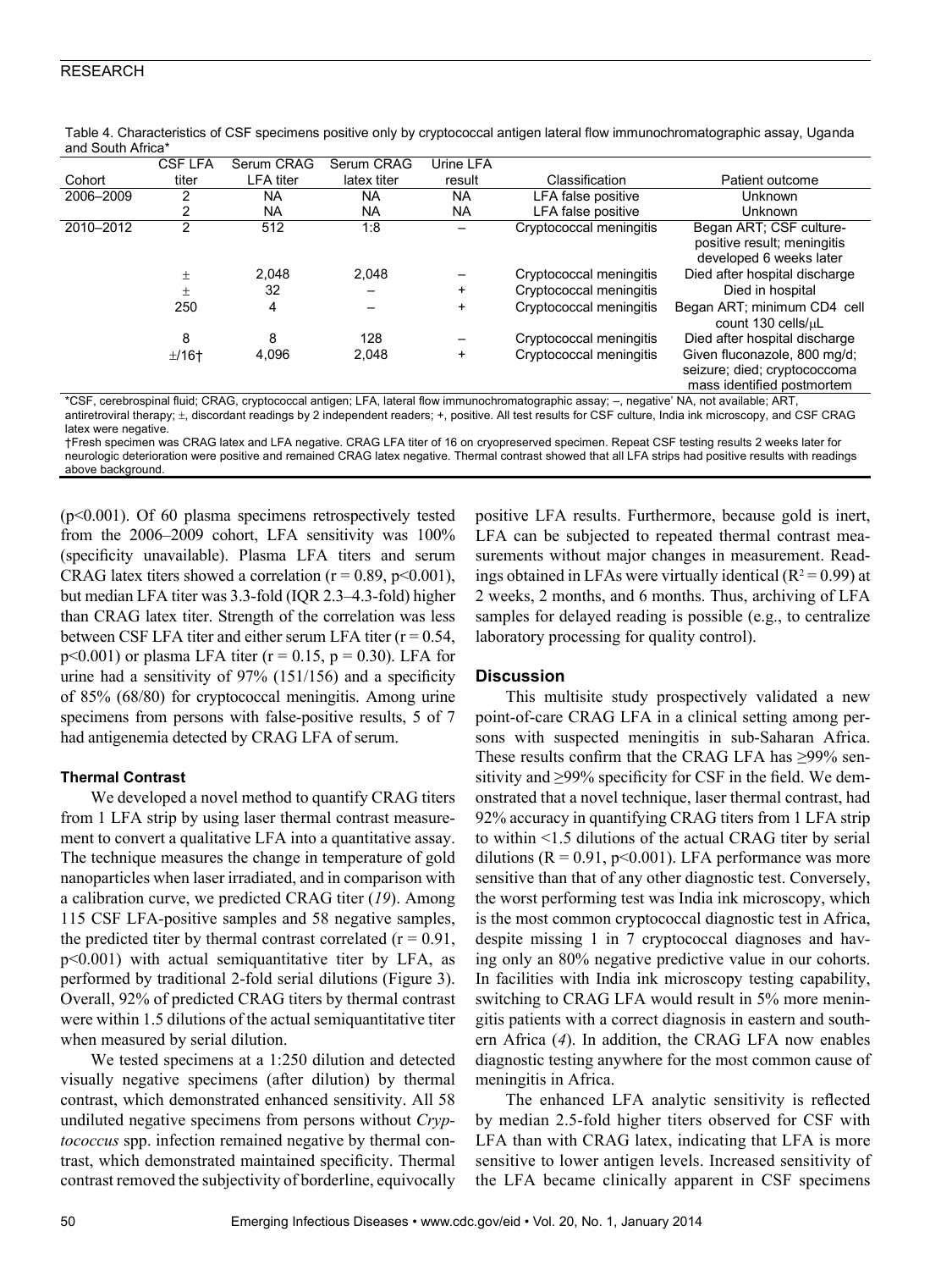Table 4. Characteristics of CSF specimens positive only by cryptococcal antigen lateral flow immunochromatographic assay, Uganda and South Africa*

| Cohort | CSF LFA titer | Serum CRAG LFA titer | Serum CRAG latex titer | Urine LFA result | Classification | Patient outcome |
|---|---|---|---|---|---|---|
| 2006–2009 | 2 | NA | NA | NA | LFA false positive | Unknown |
| | 2 | NA | NA | NA | LFA false positive | Unknown |
| 2010–2012 | 2 | 512 | 1:8 | – | Cryptococcal meningitis | Began ART; CSF culture-positive result; meningitis developed 6 weeks later |
| | ± | 2,048 | 2,048 | – | Cryptococcal meningitis | Died after hospital discharge |
| | ± | 32 | – | + | Cryptococcal meningitis | Died in hospital |
| | 250 | 4 | – | + | Cryptococcal meningitis | Began ART; minimum CD4 cell count 130 cells/μL |
| | 8 | 8 | 128 | – | Cryptococcal meningitis | Died after hospital discharge |
| | ±/16† | 4,096 | 2,048 | + | Cryptococcal meningitis | Given fluconazole, 800 mg/d; seizure; died; cryptococcoma mass identified postmortem |

*CSF, cerebrospinal fluid; CRAG, cryptococcal antigen; LFA, lateral flow immunochromatographic assay; –, negative' NA, not available; ART, antiretroviral therapy; ±, discordant readings by 2 independent readers; +, positive. All test results for CSF culture, India ink microscopy, and CSF CRAG latex were negative.

†Fresh specimen was CRAG latex and LFA negative. CRAG LFA titer of 16 on cryopreserved specimen. Repeat CSF testing results 2 weeks later for neurologic deterioration were positive and remained CRAG latex negative. Thermal contrast showed that all LFA strips had positive results with readings above background.

($p<0.001$). Of 60 plasma specimens retrospectively tested from the 2006–2009 cohort, LFA sensitivity was 100% (specificity unavailable). Plasma LFA titers and serum CRAG latex titers showed a correlation ($r = 0.89$, $p<0.001$), but median LFA titer was 3.3-fold (IQR 2.3–4.3-fold) higher than CRAG latex titer. Strength of the correlation was less between CSF LFA titer and either serum LFA titer ($r = 0.54$, $p<0.001$) or plasma LFA titer ($r = 0.15$, $p = 0.30$). LFA for urine had a sensitivity of 97% (151/156) and a specificity of 85% (68/80) for cryptococcal meningitis. Among urine specimens from persons with false-positive results, 5 of 7 had antigenemia detected by CRAG LFA of serum.

### Thermal Contrast

We developed a novel method to quantify CRAG titers from 1 LFA strip by using laser thermal contrast measurement to convert a qualitative LFA into a quantitative assay. The technique measures the change in temperature of gold nanoparticles when laser irradiated, and in comparison with a calibration curve, we predicted CRAG titer (*19*). Among 115 CSF LFA-positive samples and 58 negative samples, the predicted titer by thermal contrast correlated ($r = 0.91$, $p<0.001$) with actual semiquantitative titer by LFA, as performed by traditional 2-fold serial dilutions (Figure 3). Overall, 92% of predicted CRAG titers by thermal contrast were within 1.5 dilutions of the actual semiquantitative titer when measured by serial dilution.

We tested specimens at a 1:250 dilution and detected visually negative specimens (after dilution) by thermal contrast, which demonstrated enhanced sensitivity. All 58 undiluted negative specimens from persons without *Cryptococcus* spp. infection remained negative by thermal contrast, which demonstrated maintained specificity. Thermal contrast removed the subjectivity of borderline, equivocally positive LFA results. Furthermore, because gold is inert, LFA can be subjected to repeated thermal contrast measurements without major changes in measurement. Readings obtained in LFAs were virtually identical ($R^2 = 0.99$) at 2 weeks, 2 months, and 6 months. Thus, archiving of LFA samples for delayed reading is possible (e.g., to centralize laboratory processing for quality control).

## Discussion

This multisite study prospectively validated a new point-of-care CRAG LFA in a clinical setting among persons with suspected meningitis in sub-Saharan Africa. These results confirm that the CRAG LFA has ≥99% sensitivity and ≥99% specificity for CSF in the field. We demonstrated that a novel technique, laser thermal contrast, had 92% accuracy in quantifying CRAG titers from 1 LFA strip to within <1.5 dilutions of the actual CRAG titer by serial dilutions ($R = 0.91$, $p<0.001$). LFA performance was more sensitive than that of any other diagnostic test. Conversely, the worst performing test was India ink microscopy, which is the most common cryptococcal diagnostic test in Africa, despite missing 1 in 7 cryptococcal diagnoses and having only an 80% negative predictive value in our cohorts. In facilities with India ink microscopy testing capability, switching to CRAG LFA would result in 5% more meningitis patients with a correct diagnosis in eastern and southern Africa (*4*). In addition, the CRAG LFA now enables diagnostic testing anywhere for the most common cause of meningitis in Africa.

The enhanced LFA analytic sensitivity is reflected by median 2.5-fold higher titers observed for CSF with LFA than with CRAG latex, indicating that LFA is more sensitive to lower antigen levels. Increased sensitivity of the LFA became clinically apparent in CSF specimens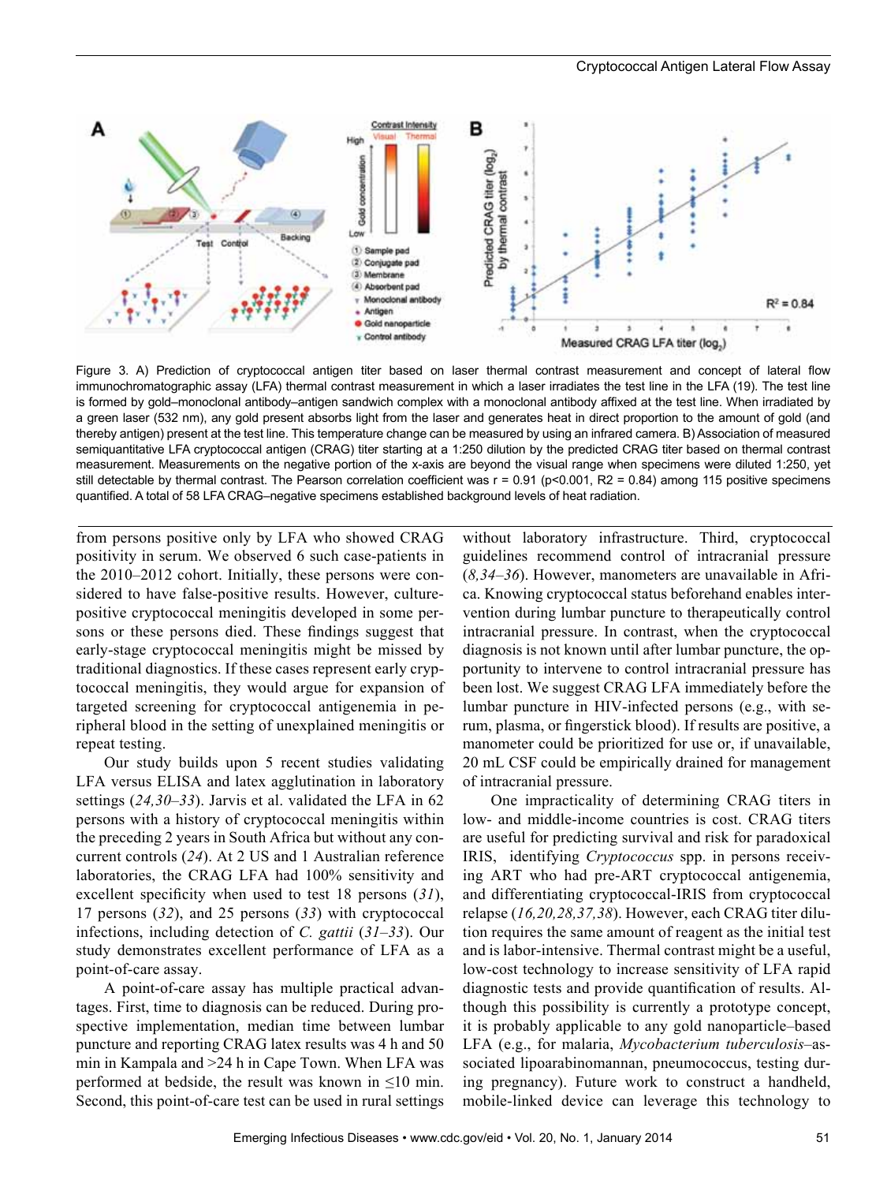Figure 3. A) Prediction of cryptococcal antigen titer based on laser thermal contrast measurement and concept of lateral flow immunochromatographic assay (LFA) thermal contrast measurement in which a laser irradiates the test line in the LFA (19). The test line is formed by gold–monoclonal antibody–antigen sandwich complex with a monoclonal antibody affixed at the test line. When irradiated by a green laser (532 nm), any gold present absorbs light from the laser and generates heat in direct proportion to the amount of gold (and thereby antigen) present at the test line. This temperature change can be measured by using an infrared camera. B) Association of measured semiquantitative LFA cryptococcal antigen (CRAG) titer starting at a 1:250 dilution by the predicted CRAG titer based on thermal contrast measurement. Measurements on the negative portion of the x-axis are beyond the visual range when specimens were diluted 1:250, yet still detectable by thermal contrast. The Pearson correlation coefficient was r = 0.91 ($p<0.001$, $R^2 = 0.84$) among 115 positive specimens quantified. A total of 58 LFA CRAG–negative specimens established background levels of heat radiation.

from persons positive only by LFA who showed CRAG positivity in serum. We observed 6 such case-patients in the 2010–2012 cohort. Initially, these persons were considered to have false-positive results. However, culture-positive cryptococcal meningitis developed in some persons or these persons died. These findings suggest that early-stage cryptococcal meningitis might be missed by traditional diagnostics. If these cases represent early cryptococcal meningitis, they would argue for expansion of targeted screening for cryptococcal antigenemia in peripheral blood in the setting of unexplained meningitis or repeat testing.

Our study builds upon 5 recent studies validating LFA versus ELISA and latex agglutination in laboratory settings (*24,30–33*). Jarvis et al. validated the LFA in 62 persons with a history of cryptococcal meningitis within the preceding 2 years in South Africa but without any concurrent controls (*24*). At 2 US and 1 Australian reference laboratories, the CRAG LFA had 100% sensitivity and excellent specificity when used to test 18 persons (*31*), 17 persons (*32*), and 25 persons (*33*) with cryptococcal infections, including detection of *C. gattii* (*31–33*). Our study demonstrates excellent performance of LFA as a point-of-care assay.

A point-of-care assay has multiple practical advantages. First, time to diagnosis can be reduced. During prospective implementation, median time between lumbar puncture and reporting CRAG latex results was 4 h and 50 min in Kampala and >24 h in Cape Town. When LFA was performed at bedside, the result was known in ≤10 min. Second, this point-of-care test can be used in rural settings without laboratory infrastructure. Third, cryptococcal guidelines recommend control of intracranial pressure (*8,34–36*). However, manometers are unavailable in Africa. Knowing cryptococcal status beforehand enables intervention during lumbar puncture to therapeutically control intracranial pressure. In contrast, when the cryptococcal diagnosis is not known until after lumbar puncture, the opportunity to intervene to control intracranial pressure has been lost. We suggest CRAG LFA immediately before the lumbar puncture in HIV-infected persons (e.g., with serum, plasma, or fingerstick blood). If results are positive, a manometer could be prioritized for use or, if unavailable, 20 mL CSF could be empirically drained for management of intracranial pressure.

One impracticality of determining CRAG titers in low- and middle-income countries is cost. CRAG titers are useful for predicting survival and risk for paradoxical IRIS, identifying *Cryptococcus* spp. in persons receiving ART who had pre-ART cryptococcal antigenemia, and differentiating cryptococcal-IRIS from cryptococcal relapse (*16,20,28,37,38*). However, each CRAG titer dilution requires the same amount of reagent as the initial test and is labor-intensive. Thermal contrast might be a useful, low-cost technology to increase sensitivity of LFA rapid diagnostic tests and provide quantification of results. Although this possibility is currently a prototype concept, it is probably applicable to any gold nanoparticle–based LFA (e.g., for malaria, *Mycobacterium tuberculosis*–associated lipoarabinomannan, pneumococcus, testing during pregnancy). Future work to construct a handheld, mobile-linked device can leverage this technology to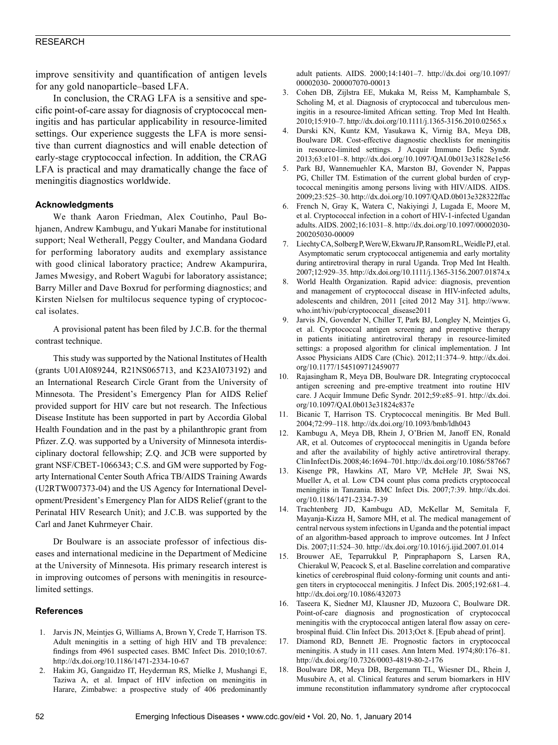improve sensitivity and quantification of antigen levels for any gold nanoparticle–based LFA.

In conclusion, the CRAG LFA is a sensitive and specific point-of-care assay for diagnosis of cryptococcal meningitis and has particular applicability in resource-limited settings. Our experience suggests the LFA is more sensitive than current diagnostics and will enable detection of early-stage cryptococcal infection. In addition, the CRAG LFA is practical and may dramatically change the face of meningitis diagnostics worldwide.

### Acknowledgments

We thank Aaron Friedman, Alex Coutinho, Paul Bohjanen, Andrew Kambugu, and Yukari Manabe for institutional support; Neal Wetherall, Peggy Coulter, and Mandana Godard for performing laboratory audits and exemplary assistance with good clinical laboratory practice; Andrew Akampurira, James Mwesigy, and Robert Wagubi for laboratory assistance; Barry Miller and Dave Boxrud for performing diagnostics; and Kirsten Nielsen for multilocus sequence typing of cryptococcal isolates.

A provisional patent has been filed by J.C.B. for the thermal contrast technique.

This study was supported by the National Institutes of Health (grants U01AI089244, R21NS065713, and K23AI073192) and an International Research Circle Grant from the University of Minnesota. The President's Emergency Plan for AIDS Relief provided support for HIV care but not research. The Infectious Disease Institute has been supported in part by Accordia Global Health Foundation and in the past by a philanthropic grant from Pfizer. Z.Q. was supported by a University of Minnesota interdisciplinary doctoral fellowship; Z.Q. and JCB were supported by grant NSF/CBET-1066343; C.S. and GM were supported by Fogarty International Center South Africa TB/AIDS Training Awards (U2RTW007373-04) and the US Agency for International Development/President's Emergency Plan for AIDS Relief (grant to the Perinatal HIV Research Unit); and J.C.B. was supported by the Carl and Janet Kuhrmeyer Chair.

Dr Boulware is an associate professor of infectious diseases and international medicine in the Department of Medicine at the University of Minnesota. His primary research interest is in improving outcomes of persons with meningitis in resource-limited settings.

### References

1. Jarvis JN, Meintjes G, Williams A, Brown Y, Crede T, Harrison TS. Adult meningitis in a setting of high HIV and TB prevalence: findings from 4961 suspected cases. BMC Infect Dis. 2010;10:67. http://dx.doi.org/10.1186/1471-2334-10-67
2. Hakim JG, Gangaidzo IT, Heyderman RS, Mielke J, Mushangi E, Taziwa A, et al. Impact of HIV infection on meningitis in Harare, Zimbabwe: a prospective study of 406 predominantly adult patients. AIDS. 2000;14:1401–7. http://dx.doi org/10.1097/00002030- 200007070-00013
3. Cohen DB, Zijlstra EE, Mukaka M, Reiss M, Kamphambale S, Scholing M, et al. Diagnosis of cryptococcal and tuberculous meningitis in a resource-limited African setting. Trop Med Int Health. 2010;15:910–7. http://dx.doi.org/10.1111/j.1365-3156.2010.02565.x
4. Durski KN, Kuntz KM, Yasukawa K, Virnig BA, Meya DB, Boulware DR. Cost-effective diagnostic checklists for meningitis in resource-limited settings. J Acquir Immune Defic Syndr. 2013;63:e101–8. http://dx.doi.org/10.1097/QAI.0b013e31828e1e56
5. Park BJ, Wannemuehler KA, Marston BJ, Govender N, Pappas PG, Chiller TM. Estimation of the current global burden of cryptococcal meningitis among persons living with HIV/AIDS. AIDS. 2009;23:525–30. http://dx.doi.org/10.1097/QAD.0b013e328322ffac
6. French N, Gray K, Watera C, Nakiyingi J, Lugada E, Moore M, et al. Cryptococcal infection in a cohort of HIV-1-infected Ugandan adults. AIDS. 2002;16:1031–8. http://dx.doi.org/10.1097/00002030-200205030-00009
7. Liechty CA, Solberg P, Were W, Ekwaru JP, Ransom RL, Weidle PJ, et al. Asymptomatic serum cryptococcal antigenemia and early mortality during antiretroviral therapy in rural Uganda. Trop Med Int Health. 2007;12:929–35. http://dx.doi.org/10.1111/j.1365-3156.2007.01874.x
8. World Health Organization. Rapid advice: diagnosis, prevention and management of cryptococcal disease in HIV-infected adults, adolescents and children, 2011 [cited 2012 May 31]. http://www.who.int/hiv/pub/cryptococcal_disease2011
9. Jarvis JN, Govender N, Chiller T, Park BJ, Longley N, Meintjes G, et al. Cryptococcal antigen screening and preemptive therapy in patients initiating antiretroviral therapy in resource-limited settings: a proposed algorithm for clinical implementation. J Int Assoc Physicians AIDS Care (Chic). 2012;11:374–9. http://dx.doi.org/10.1177/1545109712459077
10. Rajasingham R, Meya DB, Boulware DR. Integrating cryptococcal antigen screening and pre-emptive treatment into routine HIV care. J Acquir Immune Defic Syndr. 2012;59:e85–91. http://dx.doi.org/10.1097/QAI.0b013e31824c837e
11. Bicanic T, Harrison TS. Cryptococcal meningitis. Br Med Bull. 2004;72:99–118. http://dx.doi.org/10.1093/bmb/ldh043
12. Kambugu A, Meya DB, Rhein J, O'Brien M, Janoff EN, Ronald AR, et al. Outcomes of cryptococcal meningitis in Uganda before and after the availability of highly active antiretroviral therapy. Clin Infect Dis. 2008;46:1694–701. http://dx.doi.org/10.1086/587667
13. Kisenge PR, Hawkins AT, Maro VP, McHele JP, Swai NS, Mueller A, et al. Low CD4 count plus coma predicts cryptococcal meningitis in Tanzania. BMC Infect Dis. 2007;7:39. http://dx.doi.org/10.1186/1471-2334-7-39
14. Trachtenberg JD, Kambugu AD, McKellar M, Semitala F, Mayanja-Kizza H, Samore MH, et al. The medical management of central nervous system infections in Uganda and the potential impact of an algorithm-based approach to improve outcomes. Int J Infect Dis. 2007;11:524–30. http://dx.doi.org/10.1016/j.ijid.2007.01.014
15. Brouwer AE, Teparrukkul P, Pinpraphaporn S, Larsen RA, Chierakul W, Peacock S, et al. Baseline correlation and comparative kinetics of cerebrospinal fluid colony-forming unit counts and antigen titers in cryptococcal meningitis. J Infect Dis. 2005;192:681–4. http://dx.doi.org/10.1086/432073
16. Taseera K, Siedner MJ, Klausner JD, Muzoora C, Boulware DR. Point-of-care diagnosis and prognostication of cryptococcal meningitis with the cryptococcal antigen lateral flow assay on cerebrospinal fluid. Clin Infect Dis. 2013;Oct 8. [Epub ahead of print].
17. Diamond RD, Bennett JE. Prognostic factors in cryptococcal meningitis. A study in 111 cases. Ann Intern Med. 1974;80:176–81. http://dx.doi.org/10.7326/0003-4819-80-2-176
18. Boulware DR, Meya DB, Bergemann TL, Wiesner DL, Rhein J, Musubire A, et al. Clinical features and serum biomarkers in HIV immune reconstitution inflammatory syndrome after cryptococcal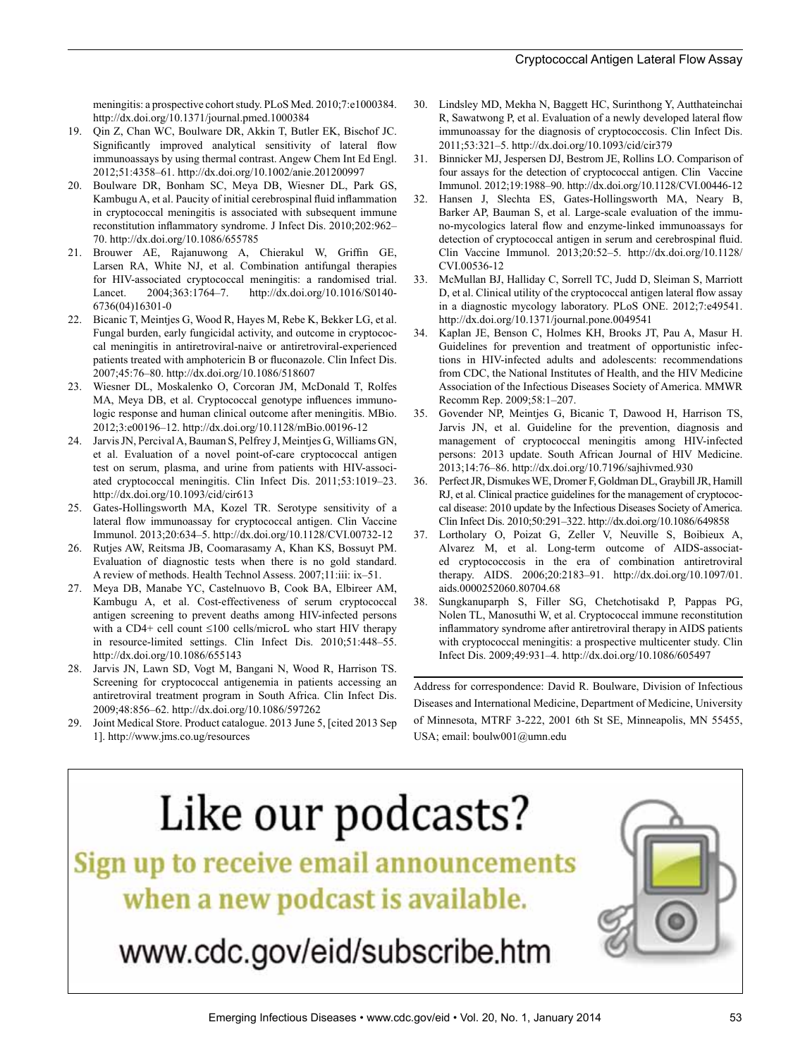meningitis: a prospective cohort study. PLoS Med. 2010;7:e1000384. http://dx.doi.org/10.1371/journal.pmed.1000384

19. Qin Z, Chan WC, Boulware DR, Akkin T, Butler EK, Bischof JC. Significantly improved analytical sensitivity of lateral flow immunoassays by using thermal contrast. Angew Chem Int Ed Engl. 2012;51:4358–61. http://dx.doi.org/10.1002/anie.201200997
20. Boulware DR, Bonham SC, Meya DB, Wiesner DL, Park GS, Kambugu A, et al. Paucity of initial cerebrospinal fluid inflammation in cryptococcal meningitis is associated with subsequent immune reconstitution inflammatory syndrome. J Infect Dis. 2010;202:962–70. http://dx.doi.org/10.1086/655785
21. Brouwer AE, Rajanuwong A, Chierakul W, Griffin GE, Larsen RA, White NJ, et al. Combination antifungal therapies for HIV-associated cryptococcal meningitis: a randomised trial. Lancet. 2004;363:1764–7. http://dx.doi.org/10.1016/S0140-6736(04)16301-0
22. Bicanic T, Meintjes G, Wood R, Hayes M, Rebe K, Bekker LG, et al. Fungal burden, early fungicidal activity, and outcome in cryptococcal meningitis in antiretroviral-naive or antiretroviral-experienced patients treated with amphotericin B or fluconazole. Clin Infect Dis. 2007;45:76–80. http://dx.doi.org/10.1086/518607
23. Wiesner DL, Moskalenko O, Corcoran JM, McDonald T, Rolfes MA, Meya DB, et al. Cryptococcal genotype influences immunologic response and human clinical outcome after meningitis. MBio. 2012;3:e00196–12. http://dx.doi.org/10.1128/mBio.00196-12
24. Jarvis JN, Percival A, Bauman S, Pelfrey J, Meintjes G, Williams GN, et al. Evaluation of a novel point-of-care cryptococcal antigen test on serum, plasma, and urine from patients with HIV-associated cryptococcal meningitis. Clin Infect Dis. 2011;53:1019–23. http://dx.doi.org/10.1093/cid/cir613
25. Gates-Hollingsworth MA, Kozel TR. Serotype sensitivity of a lateral flow immunoassay for cryptococcal antigen. Clin Vaccine Immunol. 2013;20:634–5. http://dx.doi.org/10.1128/CVI.00732-12
26. Rutjes AW, Reitsma JB, Coomarasamy A, Khan KS, Bossuyt PM. Evaluation of diagnostic tests when there is no gold standard. A review of methods. Health Technol Assess. 2007;11:iii: ix–51.
27. Meya DB, Manabe YC, Castelnuovo B, Cook BA, Elbireer AM, Kambugu A, et al. Cost-effectiveness of serum cryptococcal antigen screening to prevent deaths among HIV-infected persons with a CD4+ cell count ≤100 cells/microL who start HIV therapy in resource-limited settings. Clin Infect Dis. 2010;51:448–55. http://dx.doi.org/10.1086/655143
28. Jarvis JN, Lawn SD, Vogt M, Bangani N, Wood R, Harrison TS. Screening for cryptococcal antigenemia in patients accessing an antiretroviral treatment program in South Africa. Clin Infect Dis. 2009;48:856–62. http://dx.doi.org/10.1086/597262
29. Joint Medical Store. Product catalogue. 2013 June 5, [cited 2013 Sep 1]. http://www.jms.co.ug/resources
30. Lindsley MD, Mekha N, Baggett HC, Surinthong Y, Autthateinchai R, Sawatwong P, et al. Evaluation of a newly developed lateral flow immunoassay for the diagnosis of cryptococcosis. Clin Infect Dis. 2011;53:321–5. http://dx.doi.org/10.1093/cid/cir379
31. Binnicker MJ, Jespersen DJ, Bestrom JE, Rollins LO. Comparison of four assays for the detection of cryptococcal antigen. Clin Vaccine Immunol. 2012;19:1988–90. http://dx.doi.org/10.1128/CVI.00446-12
32. Hansen J, Slechta ES, Gates-Hollingsworth MA, Neary B, Barker AP, Bauman S, et al. Large-scale evaluation of the immuno-mycologics lateral flow and enzyme-linked immunoassays for detection of cryptococcal antigen in serum and cerebrospinal fluid. Clin Vaccine Immunol. 2013;20:52–5. http://dx.doi.org/10.1128/CVI.00536-12
33. McMullan BJ, Halliday C, Sorrell TC, Judd D, Sleiman S, Marriott D, et al. Clinical utility of the cryptococcal antigen lateral flow assay in a diagnostic mycology laboratory. PLoS ONE. 2012;7:e49541. http://dx.doi.org/10.1371/journal.pone.0049541
34. Kaplan JE, Benson C, Holmes KH, Brooks JT, Pau A, Masur H. Guidelines for prevention and treatment of opportunistic infections in HIV-infected adults and adolescents: recommendations from CDC, the National Institutes of Health, and the HIV Medicine Association of the Infectious Diseases Society of America. MMWR Recomm Rep. 2009;58:1–207.
35. Govender NP, Meintjes G, Bicanic T, Dawood H, Harrison TS, Jarvis JN, et al. Guideline for the prevention, diagnosis and management of cryptococcal meningitis among HIV-infected persons: 2013 update. South African Journal of HIV Medicine. 2013;14:76–86. http://dx.doi.org/10.7196/sajhivmed.930
36. Perfect JR, Dismukes WE, Dromer F, Goldman DL, Graybill JR, Hamill RJ, et al. Clinical practice guidelines for the management of cryptococcal disease: 2010 update by the Infectious Diseases Society of America. Clin Infect Dis. 2010;50:291–322. http://dx.doi.org/10.1086/649858
37. Lortholary O, Poizat G, Zeller V, Neuville S, Boibieux A, Alvarez M, et al. Long-term outcome of AIDS-associated cryptococcosis in the era of combination antiretroviral therapy. AIDS. 2006;20:2183–91. http://dx.doi.org/10.1097/01.aids.0000252060.80704.68
38. Sungkanuparph S, Filler SG, Chetchotisakd P, Pappas PG, Nolen TL, Manosuthi W, et al. Cryptococcal immune reconstitution inflammatory syndrome after antiretroviral therapy in AIDS patients with cryptococcal meningitis: a prospective multicenter study. Clin Infect Dis. 2009;49:931–4. http://dx.doi.org/10.1086/605497

Address for correspondence: David R. Boulware, Division of Infectious Diseases and International Medicine, Department of Medicine, University of Minnesota, MTRF 3-222, 2001 6th St SE, Minneapolis, MN 55455, USA; email: boulw001@umn.edu

Like our podcasts?

Sign up to receive email announcements when a new podcast is available.

www.cdc.gov/eid/subscribe.htm